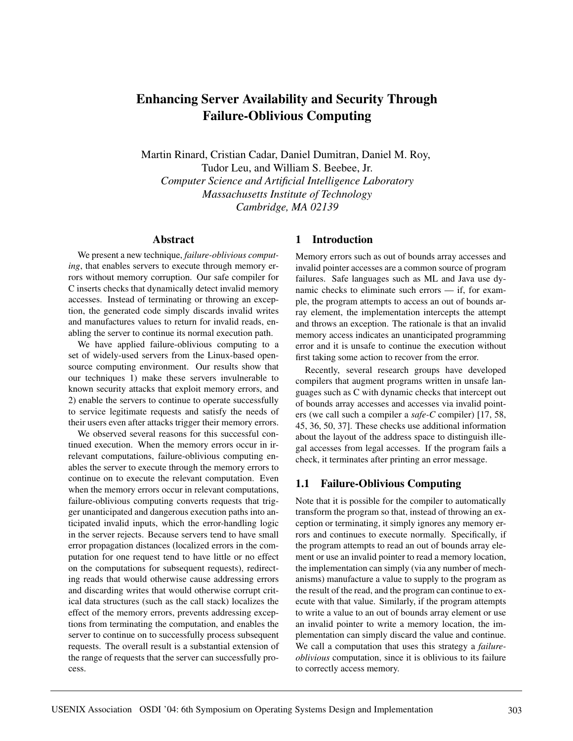# Enhancing Server Availability and Security Through Failure-Oblivious Computing

Martin Rinard, Cristian Cadar, Daniel Dumitran, Daniel M. Roy, Tudor Leu, and William S. Beebee, Jr.
*Computer Science and Artificial Intelligence Laboratory*
*Massachusetts Institute of Technology*
*Cambridge, MA 02139*

## Abstract

We present a new technique, *failure-oblivious computing*, that enables servers to execute through memory errors without memory corruption. Our safe compiler for C inserts checks that dynamically detect invalid memory accesses. Instead of terminating or throwing an exception, the generated code simply discards invalid writes and manufactures values to return for invalid reads, enabling the server to continue its normal execution path.

We have applied failure-oblivious computing to a set of widely-used servers from the Linux-based open-source computing environment. Our results show that our techniques 1) make these servers invulnerable to known security attacks that exploit memory errors, and 2) enable the servers to continue to operate successfully to service legitimate requests and satisfy the needs of their users even after attacks trigger their memory errors.

We observed several reasons for this successful continued execution. When the memory errors occur in irrelevant computations, failure-oblivious computing enables the server to execute through the memory errors to continue on to execute the relevant computation. Even when the memory errors occur in relevant computations, failure-oblivious computing converts requests that trigger unanticipated and dangerous execution paths into anticipated invalid inputs, which the error-handling logic in the server rejects. Because servers tend to have small error propagation distances (localized errors in the computation for one request tend to have little or no effect on the computations for subsequent requests), redirecting reads that would otherwise cause addressing errors and discarding writes that would otherwise corrupt critical data structures (such as the call stack) localizes the effect of the memory errors, prevents addressing exceptions from terminating the computation, and enables the server to continue on to successfully process subsequent requests. The overall result is a substantial extension of the range of requests that the server can successfully process.

## 1 Introduction

Memory errors such as out of bounds array accesses and invalid pointer accesses are a common source of program failures. Safe languages such as ML and Java use dynamic checks to eliminate such errors — if, for example, the program attempts to access an out of bounds array element, the implementation intercepts the attempt and throws an exception. The rationale is that an invalid memory access indicates an unanticipated programming error and it is unsafe to continue the execution without first taking some action to recover from the error.

Recently, several research groups have developed compilers that augment programs written in unsafe languages such as C with dynamic checks that intercept out of bounds array accesses and accesses via invalid pointers (we call such a compiler a *safe-C* compiler) [17, 58, 45, 36, 50, 37]. These checks use additional information about the layout of the address space to distinguish illegal accesses from legal accesses. If the program fails a check, it terminates after printing an error message.

### 1.1 Failure-Oblivious Computing

Note that it is possible for the compiler to automatically transform the program so that, instead of throwing an exception or terminating, it simply ignores any memory errors and continues to execute normally. Specifically, if the program attempts to read an out of bounds array element or use an invalid pointer to read a memory location, the implementation can simply (via any number of mechanisms) manufacture a value to supply to the program as the result of the read, and the program can continue to execute with that value. Similarly, if the program attempts to write a value to an out of bounds array element or use an invalid pointer to write a memory location, the implementation can simply discard the value and continue. We call a computation that uses this strategy a *failure-oblivious* computation, since it is oblivious to its failure to correctly access memory.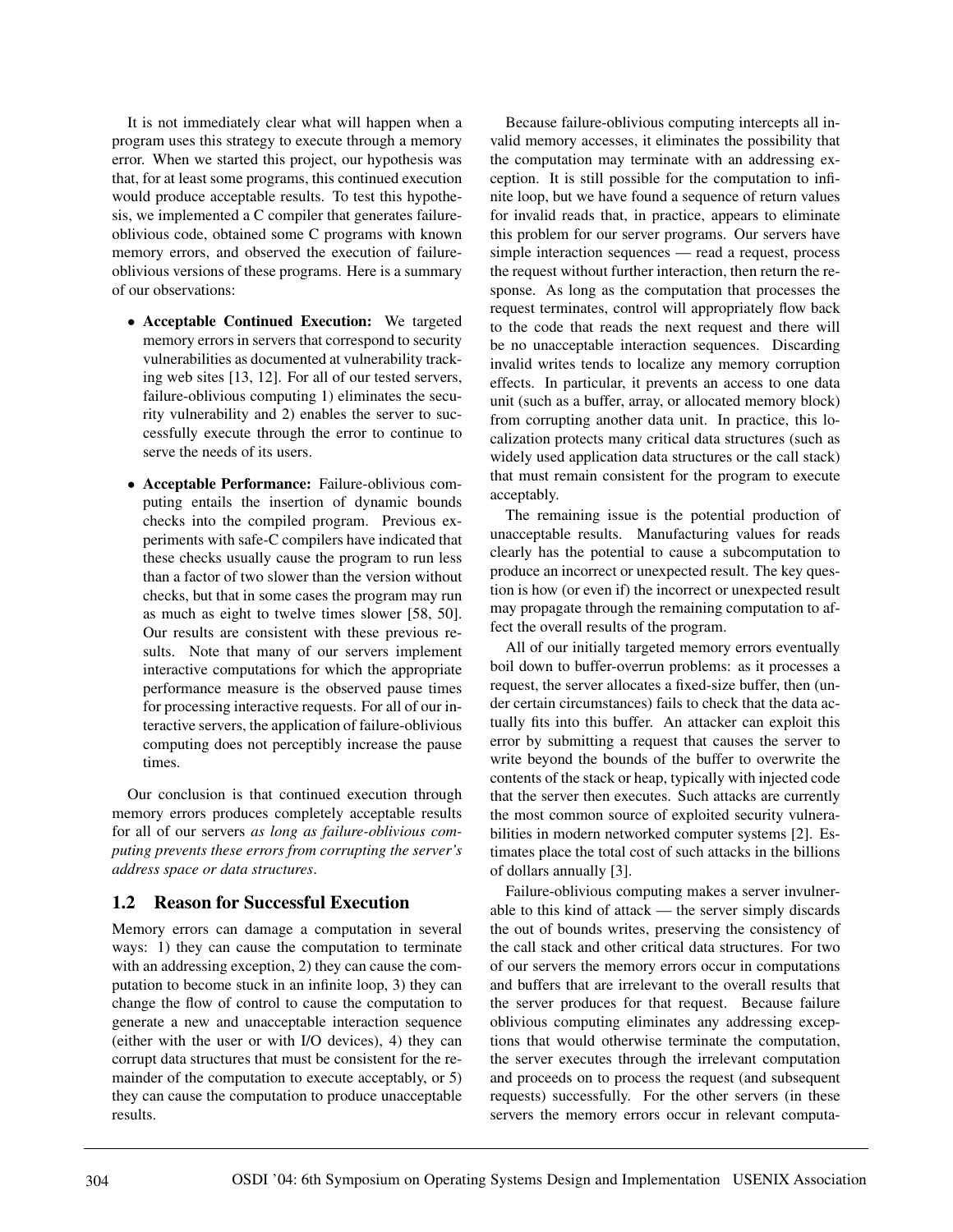It is not immediately clear what will happen when a program uses this strategy to execute through a memory error. When we started this project, our hypothesis was that, for at least some programs, this continued execution would produce acceptable results. To test this hypothesis, we implemented a C compiler that generates failure-oblivious code, obtained some C programs with known memory errors, and observed the execution of failure-oblivious versions of these programs. Here is a summary of our observations:

- **Acceptable Continued Execution:** We targeted memory errors in servers that correspond to security vulnerabilities as documented at vulnerability tracking web sites [13, 12]. For all of our tested servers, failure-oblivious computing 1) eliminates the security vulnerability and 2) enables the server to successfully execute through the error to continue to serve the needs of its users.
- **Acceptable Performance:** Failure-oblivious computing entails the insertion of dynamic bounds checks into the compiled program. Previous experiments with safe-C compilers have indicated that these checks usually cause the program to run less than a factor of two slower than the version without checks, but that in some cases the program may run as much as eight to twelve times slower [58, 50]. Our results are consistent with these previous results. Note that many of our servers implement interactive computations for which the appropriate performance measure is the observed pause times for processing interactive requests. For all of our interactive servers, the application of failure-oblivious computing does not perceptibly increase the pause times.

Our conclusion is that continued execution through memory errors produces completely acceptable results for all of our servers *as long as failure-oblivious computing prevents these errors from corrupting the server's address space or data structures*.

## 1.2 Reason for Successful Execution

Memory errors can damage a computation in several ways: 1) they can cause the computation to terminate with an addressing exception, 2) they can cause the computation to become stuck in an infinite loop, 3) they can change the flow of control to cause the computation to generate a new and unacceptable interaction sequence (either with the user or with I/O devices), 4) they can corrupt data structures that must be consistent for the remainder of the computation to execute acceptably, or 5) they can cause the computation to produce unacceptable results.

Because failure-oblivious computing intercepts all invalid memory accesses, it eliminates the possibility that the computation may terminate with an addressing exception. It is still possible for the computation to infinite loop, but we have found a sequence of return values for invalid reads that, in practice, appears to eliminate this problem for our server programs. Our servers have simple interaction sequences — read a request, process the request without further interaction, then return the response. As long as the computation that processes the request terminates, control will appropriately flow back to the code that reads the next request and there will be no unacceptable interaction sequences. Discarding invalid writes tends to localize any memory corruption effects. In particular, it prevents an access to one data unit (such as a buffer, array, or allocated memory block) from corrupting another data unit. In practice, this localization protects many critical data structures (such as widely used application data structures or the call stack) that must remain consistent for the program to execute acceptably.

The remaining issue is the potential production of unacceptable results. Manufacturing values for reads clearly has the potential to cause a subcomputation to produce an incorrect or unexpected result. The key question is how (or even if) the incorrect or unexpected result may propagate through the remaining computation to affect the overall results of the program.

All of our initially targeted memory errors eventually boil down to buffer-overrun problems: as it processes a request, the server allocates a fixed-size buffer, then (under certain circumstances) fails to check that the data actually fits into this buffer. An attacker can exploit this error by submitting a request that causes the server to write beyond the bounds of the buffer to overwrite the contents of the stack or heap, typically with injected code that the server then executes. Such attacks are currently the most common source of exploited security vulnerabilities in modern networked computer systems [2]. Estimates place the total cost of such attacks in the billions of dollars annually [3].

Failure-oblivious computing makes a server invulnerable to this kind of attack — the server simply discards the out of bounds writes, preserving the consistency of the call stack and other critical data structures. For two of our servers the memory errors occur in computations and buffers that are irrelevant to the overall results that the server produces for that request. Because failure oblivious computing eliminates any addressing exceptions that would otherwise terminate the computation, the server executes through the irrelevant computation and proceeds on to process the request (and subsequent requests) successfully. For the other servers (in these servers the memory errors occur in relevant computa-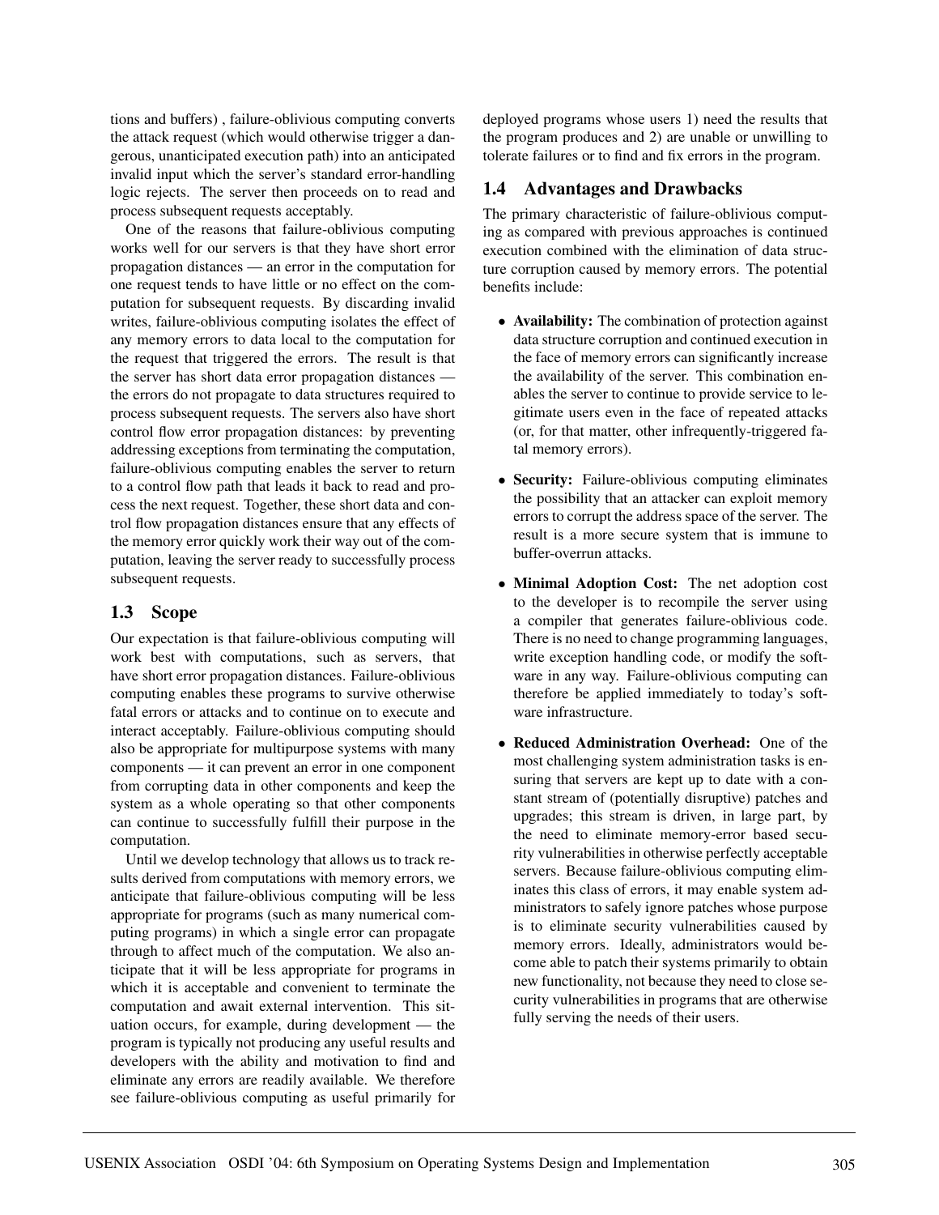tions and buffers) , failure-oblivious computing converts the attack request (which would otherwise trigger a dangerous, unanticipated execution path) into an anticipated invalid input which the server's standard error-handling logic rejects. The server then proceeds on to read and process subsequent requests acceptably.

One of the reasons that failure-oblivious computing works well for our servers is that they have short error propagation distances — an error in the computation for one request tends to have little or no effect on the computation for subsequent requests. By discarding invalid writes, failure-oblivious computing isolates the effect of any memory errors to data local to the computation for the request that triggered the errors. The result is that the server has short data error propagation distances — the errors do not propagate to data structures required to process subsequent requests. The servers also have short control flow error propagation distances: by preventing addressing exceptions from terminating the computation, failure-oblivious computing enables the server to return to a control flow path that leads it back to read and process the next request. Together, these short data and control flow propagation distances ensure that any effects of the memory error quickly work their way out of the computation, leaving the server ready to successfully process subsequent requests.

## 1.3 Scope

Our expectation is that failure-oblivious computing will work best with computations, such as servers, that have short error propagation distances. Failure-oblivious computing enables these programs to survive otherwise fatal errors or attacks and to continue on to execute and interact acceptably. Failure-oblivious computing should also be appropriate for multipurpose systems with many components — it can prevent an error in one component from corrupting data in other components and keep the system as a whole operating so that other components can continue to successfully fulfill their purpose in the computation.

Until we develop technology that allows us to track results derived from computations with memory errors, we anticipate that failure-oblivious computing will be less appropriate for programs (such as many numerical computing programs) in which a single error can propagate through to affect much of the computation. We also anticipate that it will be less appropriate for programs in which it is acceptable and convenient to terminate the computation and await external intervention. This situation occurs, for example, during development — the program is typically not producing any useful results and developers with the ability and motivation to find and eliminate any errors are readily available. We therefore see failure-oblivious computing as useful primarily for deployed programs whose users 1) need the results that the program produces and 2) are unable or unwilling to tolerate failures or to find and fix errors in the program.

## 1.4 Advantages and Drawbacks

The primary characteristic of failure-oblivious computing as compared with previous approaches is continued execution combined with the elimination of data structure corruption caused by memory errors. The potential benefits include:

- **Availability:** The combination of protection against data structure corruption and continued execution in the face of memory errors can significantly increase the availability of the server. This combination enables the server to continue to provide service to legitimate users even in the face of repeated attacks (or, for that matter, other infrequently-triggered fatal memory errors).
- **Security:** Failure-oblivious computing eliminates the possibility that an attacker can exploit memory errors to corrupt the address space of the server. The result is a more secure system that is immune to buffer-overrun attacks.
- **Minimal Adoption Cost:** The net adoption cost to the developer is to recompile the server using a compiler that generates failure-oblivious code. There is no need to change programming languages, write exception handling code, or modify the software in any way. Failure-oblivious computing can therefore be applied immediately to today's software infrastructure.
- **Reduced Administration Overhead:** One of the most challenging system administration tasks is ensuring that servers are kept up to date with a constant stream of (potentially disruptive) patches and upgrades; this stream is driven, in large part, by the need to eliminate memory-error based security vulnerabilities in otherwise perfectly acceptable servers. Because failure-oblivious computing eliminates this class of errors, it may enable system administrators to safely ignore patches whose purpose is to eliminate security vulnerabilities caused by memory errors. Ideally, administrators would become able to patch their systems primarily to obtain new functionality, not because they need to close security vulnerabilities in programs that are otherwise fully serving the needs of their users.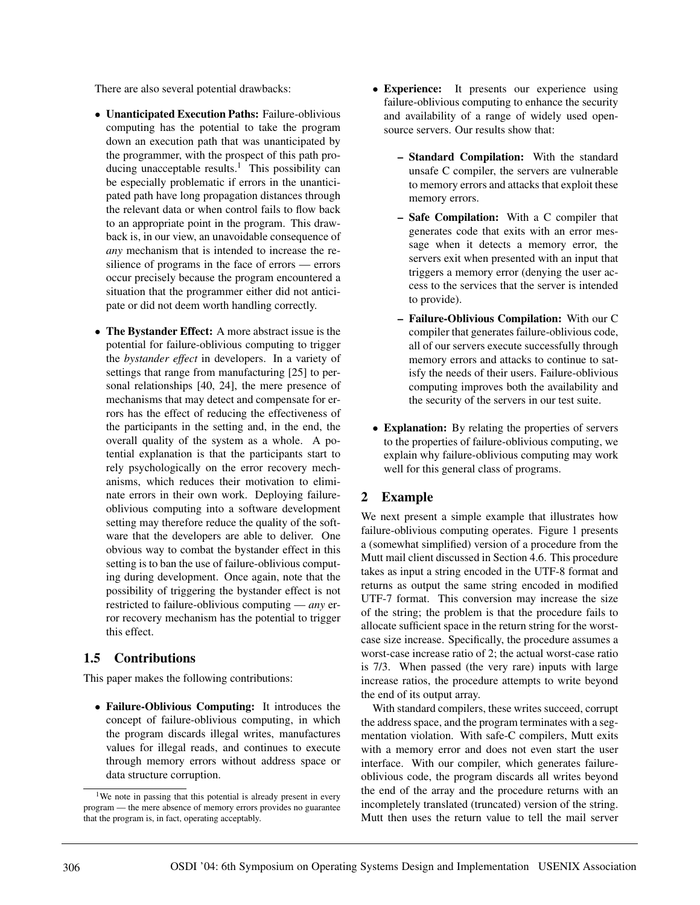There are also several potential drawbacks:

- **Unanticipated Execution Paths:** Failure-oblivious computing has the potential to take the program down an execution path that was unanticipated by the programmer, with the prospect of this path producing unacceptable results.[1] This possibility can be especially problematic if errors in the unanticipated path have long propagation distances through the relevant data or when control fails to flow back to an appropriate point in the program. This drawback is, in our view, an unavoidable consequence of *any* mechanism that is intended to increase the resilience of programs in the face of errors — errors occur precisely because the program encountered a situation that the programmer either did not anticipate or did not deem worth handling correctly.

- **The Bystander Effect:** A more abstract issue is the potential for failure-oblivious computing to trigger the *bystander effect* in developers. In a variety of settings that range from manufacturing [25] to personal relationships [40, 24], the mere presence of mechanisms that may detect and compensate for errors has the effect of reducing the effectiveness of the participants in the setting and, in the end, the overall quality of the system as a whole. A potential explanation is that the participants start to rely psychologically on the error recovery mechanisms, which reduces their motivation to eliminate errors in their own work. Deploying failure-oblivious computing into a software development setting may therefore reduce the quality of the software that the developers are able to deliver. One obvious way to combat the bystander effect in this setting is to ban the use of failure-oblivious computing during development. Once again, note that the possibility of triggering the bystander effect is not restricted to failure-oblivious computing — *any* error recovery mechanism has the potential to trigger this effect.

### 1.5 Contributions

This paper makes the following contributions:

- **Failure-Oblivious Computing:** It introduces the concept of failure-oblivious computing, in which the program discards illegal writes, manufactures values for illegal reads, and continues to execute through memory errors without address space or data structure corruption.

- **Experience:** It presents our experience using failure-oblivious computing to enhance the security and availability of a range of widely used open-source servers. Our results show that:
  - **Standard Compilation:** With the standard unsafe C compiler, the servers are vulnerable to memory errors and attacks that exploit these memory errors.
  - **Safe Compilation:** With a C compiler that generates code that exits with an error message when it detects a memory error, the servers exit when presented with an input that triggers a memory error (denying the user access to the services that the server is intended to provide).
  - **Failure-Oblivious Compilation:** With our C compiler that generates failure-oblivious code, all of our servers execute successfully through memory errors and attacks to continue to satisfy the needs of their users. Failure-oblivious computing improves both the availability and the security of the servers in our test suite.

- **Explanation:** By relating the properties of servers to the properties of failure-oblivious computing, we explain why failure-oblivious computing may work well for this general class of programs.

## 2 Example

We next present a simple example that illustrates how failure-oblivious computing operates. Figure 1 presents a (somewhat simplified) version of a procedure from the Mutt mail client discussed in Section 4.6. This procedure takes as input a string encoded in the UTF-8 format and returns as output the same string encoded in modified UTF-7 format. This conversion may increase the size of the string; the problem is that the procedure fails to allocate sufficient space in the return string for the worst-case size increase. Specifically, the procedure assumes a worst-case increase ratio of 2; the actual worst-case ratio is 7/3. When passed (the very rare) inputs with large increase ratios, the procedure attempts to write beyond the end of its output array.

With standard compilers, these writes succeed, corrupt the address space, and the program terminates with a segmentation violation. With safe-C compilers, Mutt exits with a memory error and does not even start the user interface. With our compiler, which generates failure-oblivious code, the program discards all writes beyond the end of the array and the procedure returns with an incompletely translated (truncated) version of the string. Mutt then uses the return value to tell the mail server

[1] We note in passing that this potential is already present in every program — the mere absence of memory errors provides no guarantee that the program is, in fact, operating acceptably.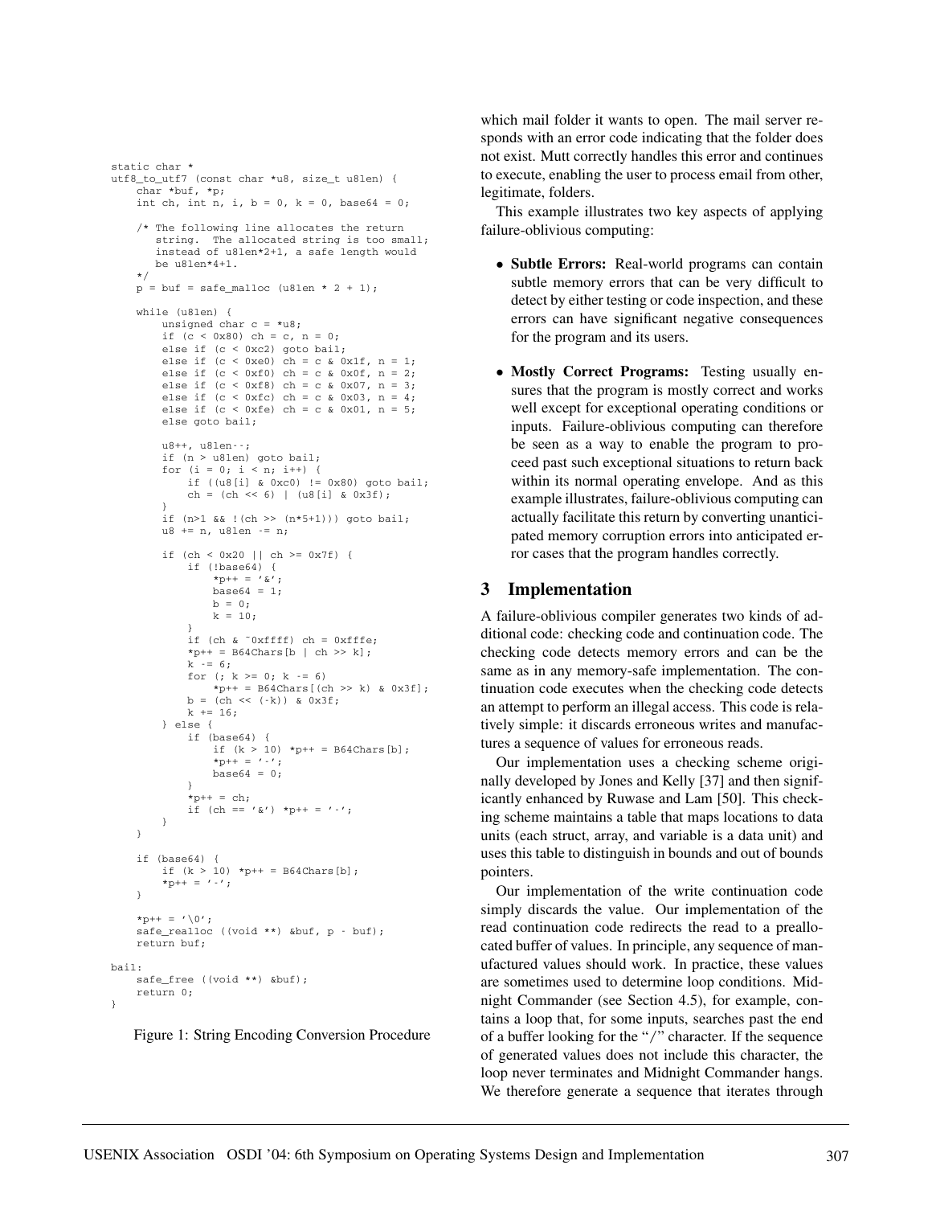```c
static char *
utf8_to_utf7 (const char *u8, size_t u8len) {
    char *buf, *p;
    int ch, int n, i, b = 0, k = 0, base64 = 0;

    /* The following line allocates the return
       string.  The allocated string is too small;
       instead of u8len*2+1, a safe length would
       be u8len*4+1.
    */
    p = buf = safe_malloc (u8len * 2 + 1);

    while (u8len) {
        unsigned char c = *u8;
        if (c < 0x80) ch = c, n = 0;
        else if (c < 0xc2) goto bail;
        else if (c < 0xe0) ch = c & 0x1f, n = 1;
        else if (c < 0xf0) ch = c & 0x0f, n = 2;
        else if (c < 0xf8) ch = c & 0x07, n = 3;
        else if (c < 0xfc) ch = c & 0x03, n = 4;
        else if (c < 0xfe) ch = c & 0x01, n = 5;
        else goto bail;

        u8++, u8len--;
        if (n > u8len) goto bail;
        for (i = 0; i < n; i++) {
            if ((u8[i] & 0xc0) != 0x80) goto bail;
            ch = (ch << 6) | (u8[i] & 0x3f);
        }
        if (n>1 && !(ch >> (n*5+1))) goto bail;
        u8 += n, u8len -= n;

        if (ch < 0x20 || ch >= 0x7f) {
            if (!base64) {
                *p++ = '&';
                base64 = 1;
                b = 0;
                k = 10;
            }
            if (ch & ~0xffff) ch = 0xfffe;
            *p++ = B64Chars[b | ch >> k];
            k -= 6;
            for (; k >= 0; k -= 6)
                *p++ = B64Chars[(ch >> k) & 0x3f];
            b = (ch << (-k)) & 0x3f;
            k += 16;
        } else {
            if (base64) {
                if (k > 10) *p++ = B64Chars[b];
                *p++ = '-';
                base64 = 0;
            }
            *p++ = ch;
            if (ch == '&') *p++ = '-';
        }
    }

    if (base64) {
        if (k > 10) *p++ = B64Chars[b];
        *p++ = '-';
    }

    *p++ = '\0';
    safe_realloc ((void **) &buf, p - buf);
    return buf;

bail:
    safe_free ((void **) &buf);
    return 0;
}
```

Figure 1: String Encoding Conversion Procedure

which mail folder it wants to open. The mail server responds with an error code indicating that the folder does not exist. Mutt correctly handles this error and continues to execute, enabling the user to process email from other, legitimate, folders.

This example illustrates two key aspects of applying failure-oblivious computing:

- **Subtle Errors:** Real-world programs can contain subtle memory errors that can be very difficult to detect by either testing or code inspection, and these errors can have significant negative consequences for the program and its users.
- **Mostly Correct Programs:** Testing usually ensures that the program is mostly correct and works well except for exceptional operating conditions or inputs. Failure-oblivious computing can therefore be seen as a way to enable the program to proceed past such exceptional situations to return back within its normal operating envelope. And as this example illustrates, failure-oblivious computing can actually facilitate this return by converting unanticipated memory corruption errors into anticipated error cases that the program handles correctly.

## 3 Implementation

A failure-oblivious compiler generates two kinds of additional code: checking code and continuation code. The checking code detects memory errors and can be the same as in any memory-safe implementation. The continuation code executes when the checking code detects an attempt to perform an illegal access. This code is relatively simple: it discards erroneous writes and manufactures a sequence of values for erroneous reads.

Our implementation uses a checking scheme originally developed by Jones and Kelly [37] and then significantly enhanced by Ruwase and Lam [50]. This checking scheme maintains a table that maps locations to data units (each struct, array, and variable is a data unit) and uses this table to distinguish in bounds and out of bounds pointers.

Our implementation of the write continuation code simply discards the value. Our implementation of the read continuation code redirects the read to a preallocated buffer of values. In principle, any sequence of manufactured values should work. In practice, these values are sometimes used to determine loop conditions. Midnight Commander (see Section 4.5), for example, contains a loop that, for some inputs, searches past the end of a buffer looking for the "/" character. If the sequence of generated values does not include this character, the loop never terminates and Midnight Commander hangs. We therefore generate a sequence that iterates through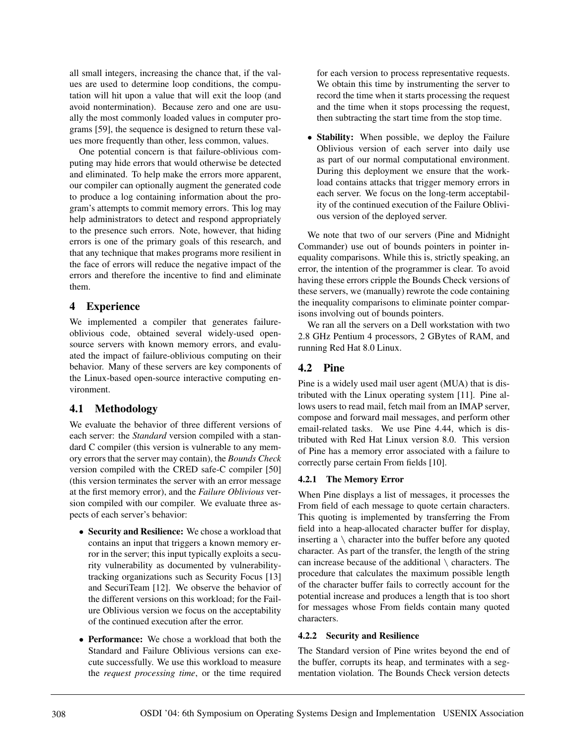all small integers, increasing the chance that, if the values are used to determine loop conditions, the computation will hit upon a value that will exit the loop (and avoid nontermination). Because zero and one are usually the most commonly loaded values in computer programs [59], the sequence is designed to return these values more frequently than other, less common, values.

One potential concern is that failure-oblivious computing may hide errors that would otherwise be detected and eliminated. To help make the errors more apparent, our compiler can optionally augment the generated code to produce a log containing information about the program's attempts to commit memory errors. This log may help administrators to detect and respond appropriately to the presence such errors. Note, however, that hiding errors is one of the primary goals of this research, and that any technique that makes programs more resilient in the face of errors will reduce the negative impact of the errors and therefore the incentive to find and eliminate them.

# 4 Experience

We implemented a compiler that generates failure-oblivious code, obtained several widely-used open-source servers with known memory errors, and evaluated the impact of failure-oblivious computing on their behavior. Many of these servers are key components of the Linux-based open-source interactive computing environment.

## 4.1 Methodology

We evaluate the behavior of three different versions of each server: the *Standard* version compiled with a standard C compiler (this version is vulnerable to any memory errors that the server may contain), the *Bounds Check* version compiled with the CRED safe-C compiler [50] (this version terminates the server with an error message at the first memory error), and the *Failure Oblivious* version compiled with our compiler. We evaluate three aspects of each server's behavior:

- **Security and Resilience:** We chose a workload that contains an input that triggers a known memory error in the server; this input typically exploits a security vulnerability as documented by vulnerability-tracking organizations such as Security Focus [13] and SecuriTeam [12]. We observe the behavior of the different versions on this workload; for the Failure Oblivious version we focus on the acceptability of the continued execution after the error.
- **Performance:** We chose a workload that both the Standard and Failure Oblivious versions can execute successfully. We use this workload to measure the *request processing time*, or the time required for each version to process representative requests. We obtain this time by instrumenting the server to record the time when it starts processing the request and the time when it stops processing the request, then subtracting the start time from the stop time.
- **Stability:** When possible, we deploy the Failure Oblivious version of each server into daily use as part of our normal computational environment. During this deployment we ensure that the workload contains attacks that trigger memory errors in each server. We focus on the long-term acceptability of the continued execution of the Failure Oblivious version of the deployed server.

We note that two of our servers (Pine and Midnight Commander) use out of bounds pointers in pointer inequality comparisons. While this is, strictly speaking, an error, the intention of the programmer is clear. To avoid having these errors cripple the Bounds Check versions of these servers, we (manually) rewrote the code containing the inequality comparisons to eliminate pointer comparisons involving out of bounds pointers.

We ran all the servers on a Dell workstation with two 2.8 GHz Pentium 4 processors, 2 GBytes of RAM, and running Red Hat 8.0 Linux.

## 4.2 Pine

Pine is a widely used mail user agent (MUA) that is distributed with the Linux operating system [11]. Pine allows users to read mail, fetch mail from an IMAP server, compose and forward mail messages, and perform other email-related tasks. We use Pine 4.44, which is distributed with Red Hat Linux version 8.0. This version of Pine has a memory error associated with a failure to correctly parse certain From fields [10].

### 4.2.1 The Memory Error

When Pine displays a list of messages, it processes the From field of each message to quote certain characters. This quoting is implemented by transferring the From field into a heap-allocated character buffer for display, inserting a \ character into the buffer before any quoted character. As part of the transfer, the length of the string can increase because of the additional \ characters. The procedure that calculates the maximum possible length of the character buffer fails to correctly account for the potential increase and produces a length that is too short for messages whose From fields contain many quoted characters.

### 4.2.2 Security and Resilience

The Standard version of Pine writes beyond the end of the buffer, corrupts its heap, and terminates with a segmentation violation. The Bounds Check version detects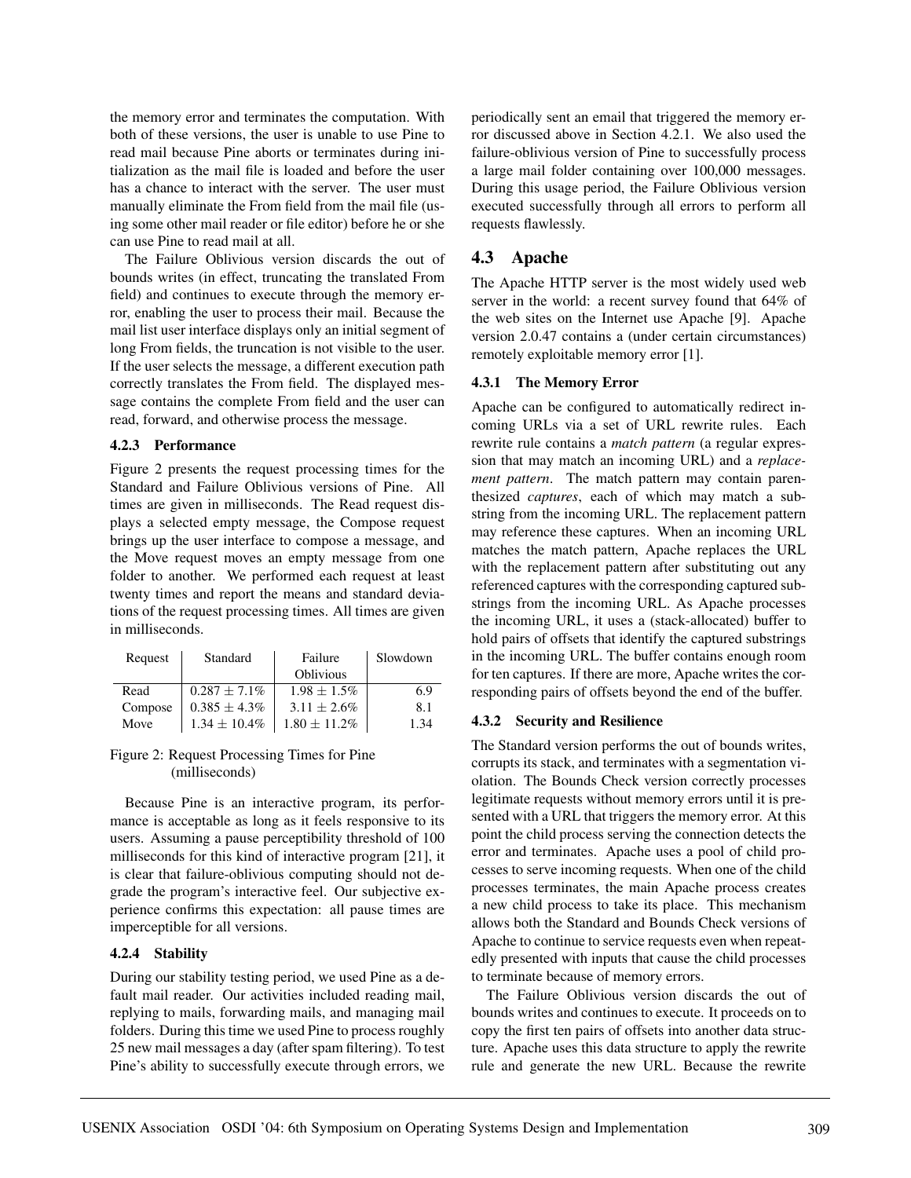the memory error and terminates the computation. With both of these versions, the user is unable to use Pine to read mail because Pine aborts or terminates during initialization as the mail file is loaded and before the user has a chance to interact with the server. The user must manually eliminate the From field from the mail file (using some other mail reader or file editor) before he or she can use Pine to read mail at all.

The Failure Oblivious version discards the out of bounds writes (in effect, truncating the translated From field) and continues to execute through the memory error, enabling the user to process their mail. Because the mail list user interface displays only an initial segment of long From fields, the truncation is not visible to the user. If the user selects the message, a different execution path correctly translates the From field. The displayed message contains the complete From field and the user can read, forward, and otherwise process the message.

#### 4.2.3 Performance

Figure 2 presents the request processing times for the Standard and Failure Oblivious versions of Pine. All times are given in milliseconds. The Read request displays a selected empty message, the Compose request brings up the user interface to compose a message, and the Move request moves an empty message from one folder to another. We performed each request at least twenty times and report the means and standard deviations of the request processing times. All times are given in milliseconds.

| Request | Standard | Failure Oblivious | Slowdown |
|---|---|---|---|
| Read | 0.287 ± 7.1% | 1.98 ± 1.5% | 6.9 |
| Compose | 0.385 ± 4.3% | 3.11 ± 2.6% | 8.1 |
| Move | 1.34 ± 10.4% | 1.80 ± 11.2% | 1.34 |

Figure 2: Request Processing Times for Pine (milliseconds)

Because Pine is an interactive program, its performance is acceptable as long as it feels responsive to its users. Assuming a pause perceptibility threshold of 100 milliseconds for this kind of interactive program [21], it is clear that failure-oblivious computing should not degrade the program's interactive feel. Our subjective experience confirms this expectation: all pause times are imperceptible for all versions.

#### 4.2.4 Stability

During our stability testing period, we used Pine as a default mail reader. Our activities included reading mail, replying to mails, forwarding mails, and managing mail folders. During this time we used Pine to process roughly 25 new mail messages a day (after spam filtering). To test Pine's ability to successfully execute through errors, we periodically sent an email that triggered the memory error discussed above in Section 4.2.1. We also used the failure-oblivious version of Pine to successfully process a large mail folder containing over 100,000 messages. During this usage period, the Failure Oblivious version executed successfully through all errors to perform all requests flawlessly.

### 4.3 Apache

The Apache HTTP server is the most widely used web server in the world: a recent survey found that 64% of the web sites on the Internet use Apache [9]. Apache version 2.0.47 contains a (under certain circumstances) remotely exploitable memory error [1].

#### 4.3.1 The Memory Error

Apache can be configured to automatically redirect incoming URLs via a set of URL rewrite rules. Each rewrite rule contains a *match pattern* (a regular expression that may match an incoming URL) and a *replacement pattern*. The match pattern may contain parenthesized *captures*, each of which may match a substring from the incoming URL. The replacement pattern may reference these captures. When an incoming URL matches the match pattern, Apache replaces the URL with the replacement pattern after substituting out any referenced captures with the corresponding captured substrings from the incoming URL. As Apache processes the incoming URL, it uses a (stack-allocated) buffer to hold pairs of offsets that identify the captured substrings in the incoming URL. The buffer contains enough room for ten captures. If there are more, Apache writes the corresponding pairs of offsets beyond the end of the buffer.

#### 4.3.2 Security and Resilience

The Standard version performs the out of bounds writes, corrupts its stack, and terminates with a segmentation violation. The Bounds Check version correctly processes legitimate requests without memory errors until it is presented with a URL that triggers the memory error. At this point the child process serving the connection detects the error and terminates. Apache uses a pool of child processes to serve incoming requests. When one of the child processes terminates, the main Apache process creates a new child process to take its place. This mechanism allows both the Standard and Bounds Check versions of Apache to continue to service requests even when repeatedly presented with inputs that cause the child processes to terminate because of memory errors.

The Failure Oblivious version discards the out of bounds writes and continues to execute. It proceeds on to copy the first ten pairs of offsets into another data structure. Apache uses this data structure to apply the rewrite rule and generate the new URL. Because the rewrite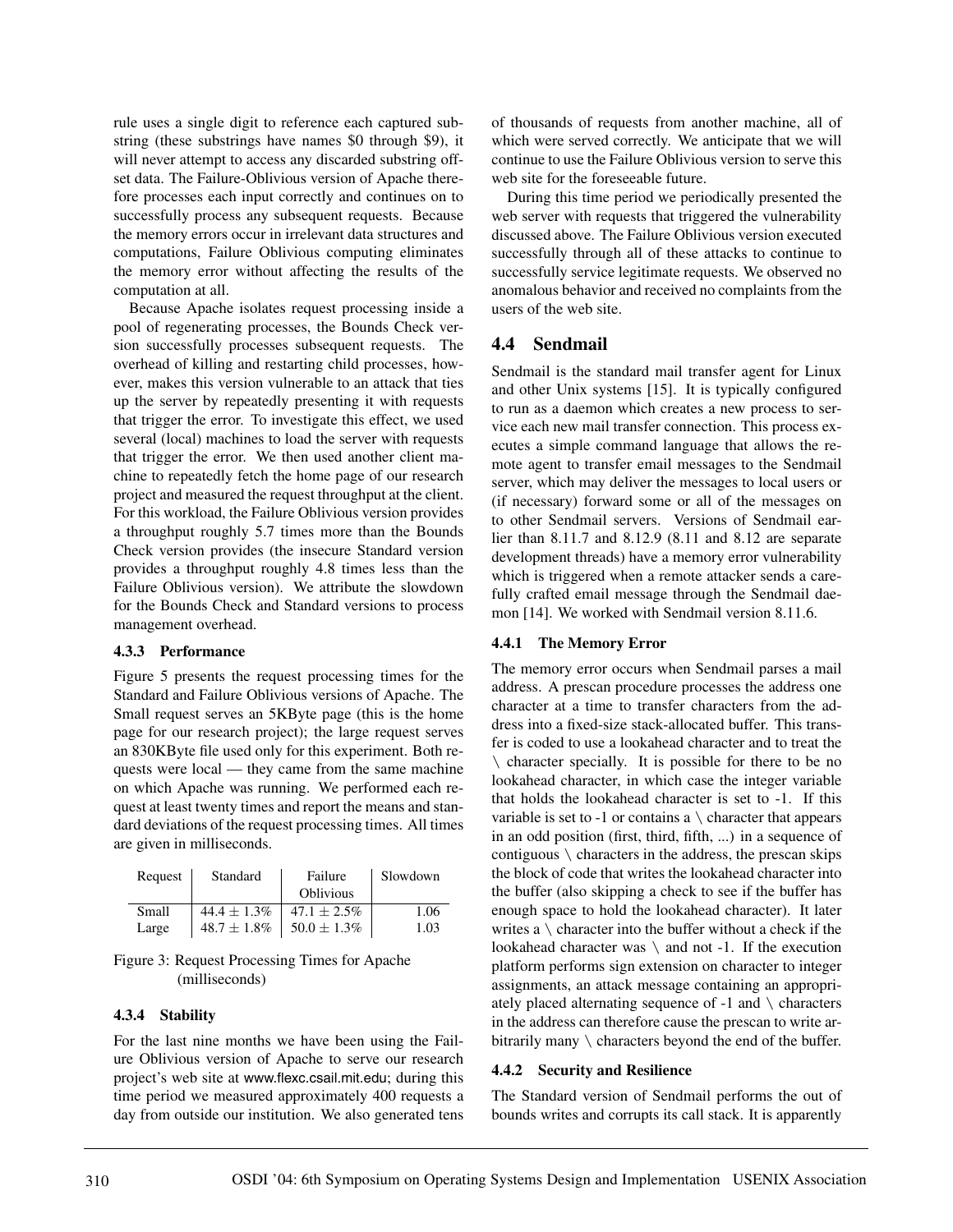rule uses a single digit to reference each captured substring (these substrings have names \$0 through \$9), it will never attempt to access any discarded substring offset data. The Failure-Oblivious version of Apache therefore processes each input correctly and continues on to successfully process any subsequent requests. Because the memory errors occur in irrelevant data structures and computations, Failure Oblivious computing eliminates the memory error without affecting the results of the computation at all.

Because Apache isolates request processing inside a pool of regenerating processes, the Bounds Check version successfully processes subsequent requests. The overhead of killing and restarting child processes, however, makes this version vulnerable to an attack that ties up the server by repeatedly presenting it with requests that trigger the error. To investigate this effect, we used several (local) machines to load the server with requests that trigger the error. We then used another client machine to repeatedly fetch the home page of our research project and measured the request throughput at the client. For this workload, the Failure Oblivious version provides a throughput roughly 5.7 times more than the Bounds Check version provides (the insecure Standard version provides a throughput roughly 4.8 times less than the Failure Oblivious version). We attribute the slowdown for the Bounds Check and Standard versions to process management overhead.

#### 4.3.3 Performance

Figure 5 presents the request processing times for the Standard and Failure Oblivious versions of Apache. The Small request serves an 5KByte page (this is the home page for our research project); the large request serves an 830KByte file used only for this experiment. Both requests were local — they came from the same machine on which Apache was running. We performed each request at least twenty times and report the means and standard deviations of the request processing times. All times are given in milliseconds.

| Request | Standard | Failure Oblivious | Slowdown |
|---|---|---|---|
| Small | $44.4 \pm 1.3\%$ | $47.1 \pm 2.5\%$ | 1.06 |
| Large | $48.7 \pm 1.8\%$ | $50.0 \pm 1.3\%$ | 1.03 |

Figure 3: Request Processing Times for Apache (milliseconds)

#### 4.3.4 Stability

For the last nine months we have been using the Failure Oblivious version of Apache to serve our research project's web site at www.flexc.csail.mit.edu; during this time period we measured approximately 400 requests a day from outside our institution. We also generated tens of thousands of requests from another machine, all of which were served correctly. We anticipate that we will continue to use the Failure Oblivious version to serve this web site for the foreseeable future.

During this time period we periodically presented the web server with requests that triggered the vulnerability discussed above. The Failure Oblivious version executed successfully through all of these attacks to continue to successfully service legitimate requests. We observed no anomalous behavior and received no complaints from the users of the web site.

## 4.4 Sendmail

Sendmail is the standard mail transfer agent for Linux and other Unix systems [15]. It is typically configured to run as a daemon which creates a new process to service each new mail transfer connection. This process executes a simple command language that allows the remote agent to transfer email messages to the Sendmail server, which may deliver the messages to local users or (if necessary) forward some or all of the messages on to other Sendmail servers. Versions of Sendmail earlier than 8.11.7 and 8.12.9 (8.11 and 8.12 are separate development threads) have a memory error vulnerability which is triggered when a remote attacker sends a carefully crafted email message through the Sendmail daemon [14]. We worked with Sendmail version 8.11.6.

#### 4.4.1 The Memory Error

The memory error occurs when Sendmail parses a mail address. A prescan procedure processes the address one character at a time to transfer characters from the address into a fixed-size stack-allocated buffer. This transfer is coded to use a lookahead character and to treat the \ character specially. It is possible for there to be no lookahead character, in which case the integer variable that holds the lookahead character is set to -1. If this variable is set to -1 or contains a \ character that appears in an odd position (first, third, fifth, ...) in a sequence of contiguous \ characters in the address, the prescan skips the block of code that writes the lookahead character into the buffer (also skipping a check to see if the buffer has enough space to hold the lookahead character). It later writes a \ character into the buffer without a check if the lookahead character was \ and not -1. If the execution platform performs sign extension on character to integer assignments, an attack message containing an appropriately placed alternating sequence of -1 and \ characters in the address can therefore cause the prescan to write arbitrarily many \ characters beyond the end of the buffer.

#### 4.4.2 Security and Resilience

The Standard version of Sendmail performs the out of bounds writes and corrupts its call stack. It is apparently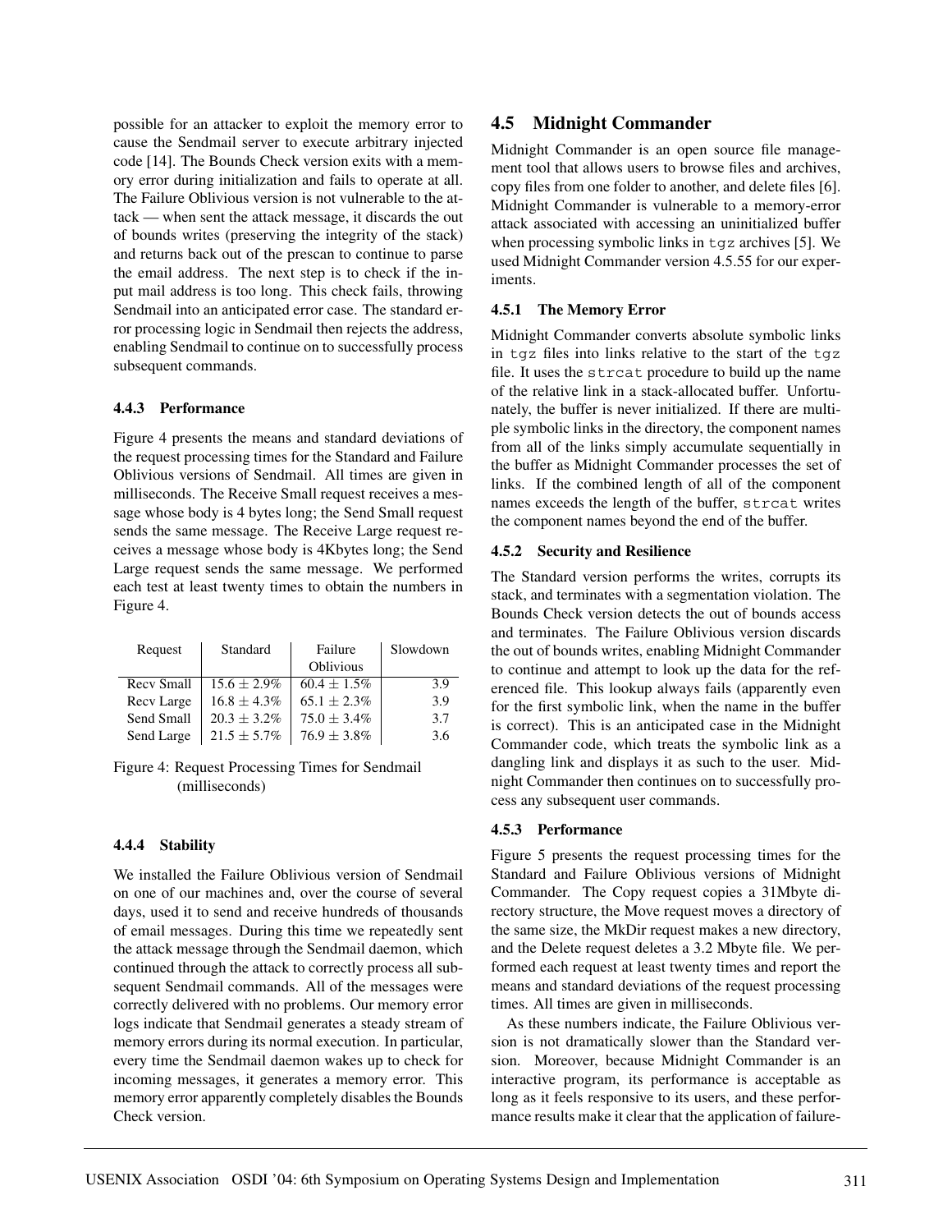possible for an attacker to exploit the memory error to cause the Sendmail server to execute arbitrary injected code [14]. The Bounds Check version exits with a memory error during initialization and fails to operate at all. The Failure Oblivious version is not vulnerable to the attack — when sent the attack message, it discards the out of bounds writes (preserving the integrity of the stack) and returns back out of the prescan to continue to parse the email address. The next step is to check if the input mail address is too long. This check fails, throwing Sendmail into an anticipated error case. The standard error processing logic in Sendmail then rejects the address, enabling Sendmail to continue on to successfully process subsequent commands.

#### 4.4.3 Performance

Figure 4 presents the means and standard deviations of the request processing times for the Standard and Failure Oblivious versions of Sendmail. All times are given in milliseconds. The Receive Small request receives a message whose body is 4 bytes long; the Send Small request sends the same message. The Receive Large request receives a message whose body is 4Kbytes long; the Send Large request sends the same message. We performed each test at least twenty times to obtain the numbers in Figure 4.

| Request | Standard | Failure Oblivious | Slowdown |
|---|---|---|---|
| Recv Small | $15.6 \pm 2.9\%$ | $60.4 \pm 1.5\%$ | 3.9 |
| Recv Large | $16.8 \pm 4.3\%$ | $65.1 \pm 2.3\%$ | 3.9 |
| Send Small | $20.3 \pm 3.2\%$ | $75.0 \pm 3.4\%$ | 3.7 |
| Send Large | $21.5 \pm 5.7\%$ | $76.9 \pm 3.8\%$ | 3.6 |

Figure 4: Request Processing Times for Sendmail (milliseconds)

#### 4.4.4 Stability

We installed the Failure Oblivious version of Sendmail on one of our machines and, over the course of several days, used it to send and receive hundreds of thousands of email messages. During this time we repeatedly sent the attack message through the Sendmail daemon, which continued through the attack to correctly process all subsequent Sendmail commands. All of the messages were correctly delivered with no problems. Our memory error logs indicate that Sendmail generates a steady stream of memory errors during its normal execution. In particular, every time the Sendmail daemon wakes up to check for incoming messages, it generates a memory error. This memory error apparently completely disables the Bounds Check version.

### 4.5 Midnight Commander

Midnight Commander is an open source file management tool that allows users to browse files and archives, copy files from one folder to another, and delete files [6]. Midnight Commander is vulnerable to a memory-error attack associated with accessing an uninitialized buffer when processing symbolic links in `tgz` archives [5]. We used Midnight Commander version 4.5.55 for our experiments.

#### 4.5.1 The Memory Error

Midnight Commander converts absolute symbolic links in `tgz` files into links relative to the start of the `tgz` file. It uses the `strcat` procedure to build up the name of the relative link in a stack-allocated buffer. Unfortunately, the buffer is never initialized. If there are multiple symbolic links in the directory, the component names from all of the links simply accumulate sequentially in the buffer as Midnight Commander processes the set of links. If the combined length of all of the component names exceeds the length of the buffer, `strcat` writes the component names beyond the end of the buffer.

#### 4.5.2 Security and Resilience

The Standard version performs the writes, corrupts its stack, and terminates with a segmentation violation. The Bounds Check version detects the out of bounds access and terminates. The Failure Oblivious version discards the out of bounds writes, enabling Midnight Commander to continue and attempt to look up the data for the referenced file. This lookup always fails (apparently even for the first symbolic link, when the name in the buffer is correct). This is an anticipated case in the Midnight Commander code, which treats the symbolic link as a dangling link and displays it as such to the user. Midnight Commander then continues on to successfully process any subsequent user commands.

#### 4.5.3 Performance

Figure 5 presents the request processing times for the Standard and Failure Oblivious versions of Midnight Commander. The Copy request copies a 31Mbyte directory structure, the Move request moves a directory of the same size, the MkDir request makes a new directory, and the Delete request deletes a 3.2 Mbyte file. We performed each request at least twenty times and report the means and standard deviations of the request processing times. All times are given in milliseconds.

As these numbers indicate, the Failure Oblivious version is not dramatically slower than the Standard version. Moreover, because Midnight Commander is an interactive program, its performance is acceptable as long as it feels responsive to its users, and these performance results make it clear that the application of failure-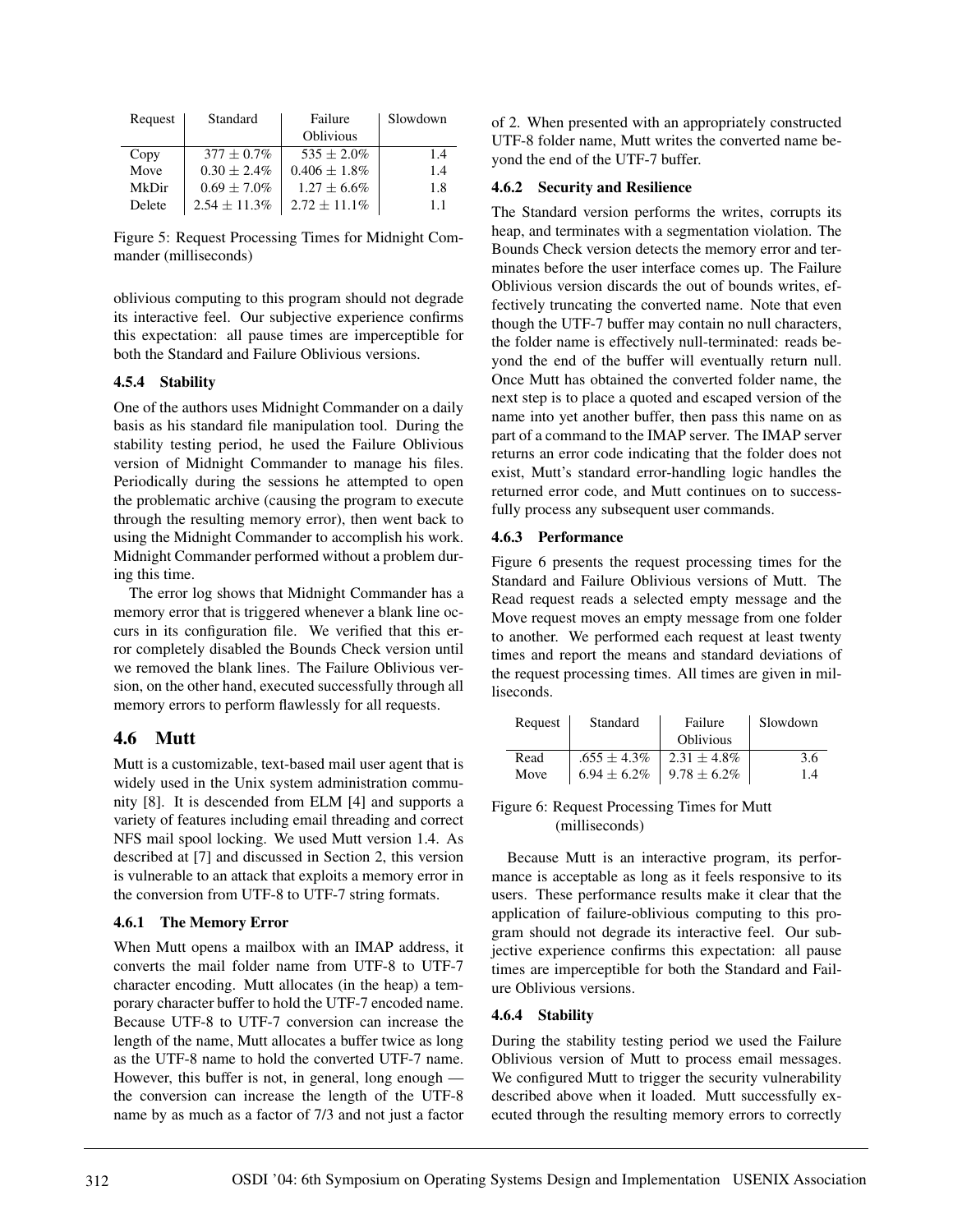| Request | Standard | Failure Oblivious | Slowdown |
|---|---|---|---|
| Copy | $377 \pm 0.7\%$ | $535 \pm 2.0\%$ | 1.4 |
| Move | $0.30 \pm 2.4\%$ | $0.406 \pm 1.8\%$ | 1.4 |
| MkDir | $0.69 \pm 7.0\%$ | $1.27 \pm 6.6\%$ | 1.8 |
| Delete | $2.54 \pm 11.3\%$ | $2.72 \pm 11.1\%$ | 1.1 |

Figure 5: Request Processing Times for Midnight Commander (milliseconds)

oblivious computing to this program should not degrade its interactive feel. Our subjective experience confirms this expectation: all pause times are imperceptible for both the Standard and Failure Oblivious versions.

#### 4.5.4 Stability

One of the authors uses Midnight Commander on a daily basis as his standard file manipulation tool. During the stability testing period, he used the Failure Oblivious version of Midnight Commander to manage his files. Periodically during the sessions he attempted to open the problematic archive (causing the program to execute through the resulting memory error), then went back to using the Midnight Commander to accomplish his work. Midnight Commander performed without a problem during this time.

The error log shows that Midnight Commander has a memory error that is triggered whenever a blank line occurs in its configuration file. We verified that this error completely disabled the Bounds Check version until we removed the blank lines. The Failure Oblivious version, on the other hand, executed successfully through all memory errors to perform flawlessly for all requests.

### 4.6 Mutt

Mutt is a customizable, text-based mail user agent that is widely used in the Unix system administration community [8]. It is descended from ELM [4] and supports a variety of features including email threading and correct NFS mail spool locking. We used Mutt version 1.4. As described at [7] and discussed in Section 2, this version is vulnerable to an attack that exploits a memory error in the conversion from UTF-8 to UTF-7 string formats.

#### 4.6.1 The Memory Error

When Mutt opens a mailbox with an IMAP address, it converts the mail folder name from UTF-8 to UTF-7 character encoding. Mutt allocates (in the heap) a temporary character buffer to hold the UTF-7 encoded name. Because UTF-8 to UTF-7 conversion can increase the length of the name, Mutt allocates a buffer twice as long as the UTF-8 name to hold the converted UTF-7 name. However, this buffer is not, in general, long enough — the conversion can increase the length of the UTF-8 name by as much as a factor of 7/3 and not just a factor of 2. When presented with an appropriately constructed UTF-8 folder name, Mutt writes the converted name beyond the end of the UTF-7 buffer.

#### 4.6.2 Security and Resilience

The Standard version performs the writes, corrupts its heap, and terminates with a segmentation violation. The Bounds Check version detects the memory error and terminates before the user interface comes up. The Failure Oblivious version discards the out of bounds writes, effectively truncating the converted name. Note that even though the UTF-7 buffer may contain no null characters, the folder name is effectively null-terminated: reads beyond the end of the buffer will eventually return null. Once Mutt has obtained the converted folder name, the next step is to place a quoted and escaped version of the name into yet another buffer, then pass this name on as part of a command to the IMAP server. The IMAP server returns an error code indicating that the folder does not exist, Mutt's standard error-handling logic handles the returned error code, and Mutt continues on to successfully process any subsequent user commands.

#### 4.6.3 Performance

Figure 6 presents the request processing times for the Standard and Failure Oblivious versions of Mutt. The Read request reads a selected empty message and the Move request moves an empty message from one folder to another. We performed each request at least twenty times and report the means and standard deviations of the request processing times. All times are given in milliseconds.

| Request | Standard | Failure Oblivious | Slowdown |
|---|---|---|---|
| Read | $.655 \pm 4.3\%$ | $2.31 \pm 4.8\%$ | 3.6 |
| Move | $6.94 \pm 6.2\%$ | $9.78 \pm 6.2\%$ | 1.4 |

Figure 6: Request Processing Times for Mutt (milliseconds)

Because Mutt is an interactive program, its performance is acceptable as long as it feels responsive to its users. These performance results make it clear that the application of failure-oblivious computing to this program should not degrade its interactive feel. Our subjective experience confirms this expectation: all pause times are imperceptible for both the Standard and Failure Oblivious versions.

#### 4.6.4 Stability

During the stability testing period we used the Failure Oblivious version of Mutt to process email messages. We configured Mutt to trigger the security vulnerability described above when it loaded. Mutt successfully executed through the resulting memory errors to correctly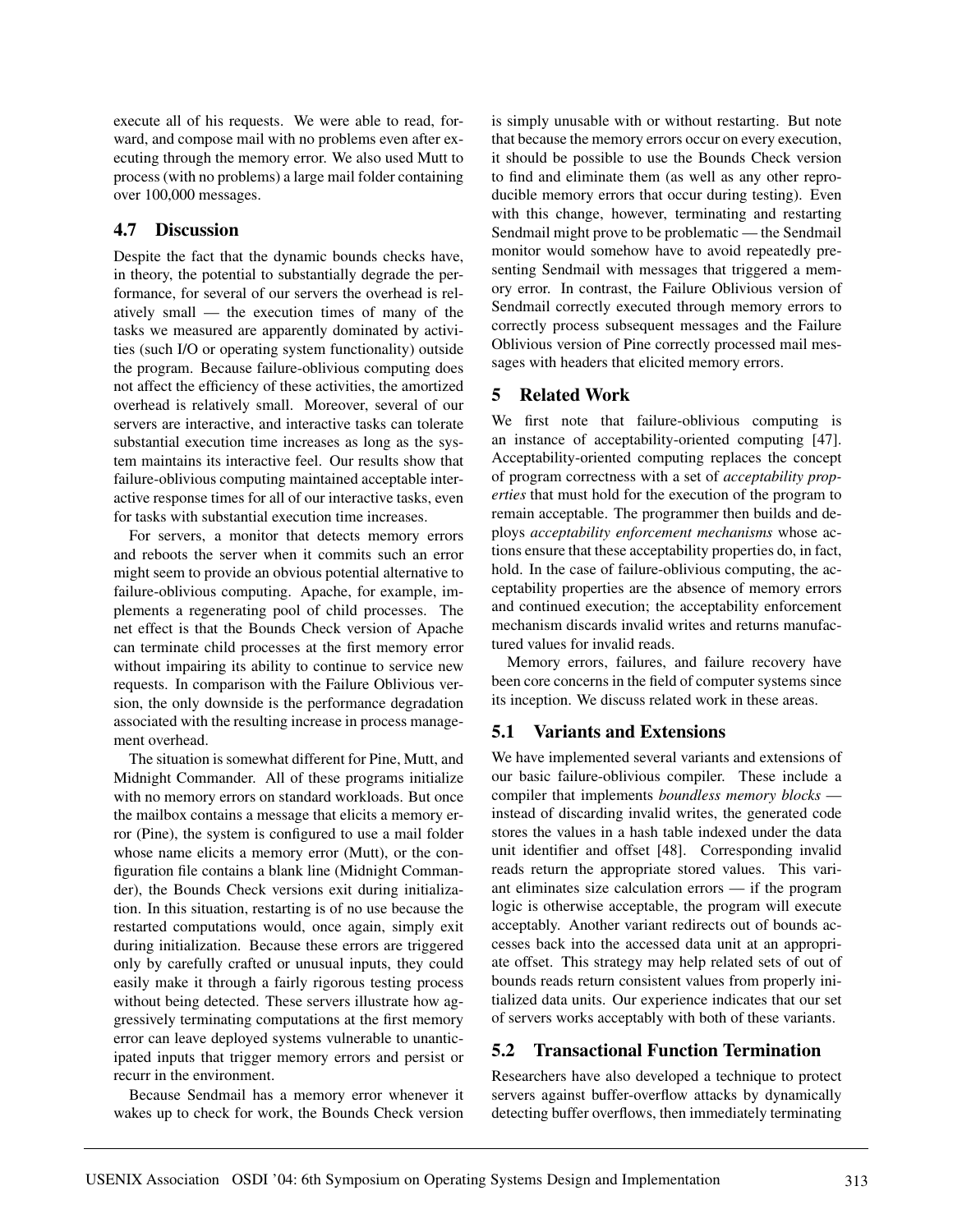execute all of his requests. We were able to read, forward, and compose mail with no problems even after executing through the memory error. We also used Mutt to process (with no problems) a large mail folder containing over 100,000 messages.

### 4.7 Discussion

Despite the fact that the dynamic bounds checks have, in theory, the potential to substantially degrade the performance, for several of our servers the overhead is relatively small — the execution times of many of the tasks we measured are apparently dominated by activities (such I/O or operating system functionality) outside the program. Because failure-oblivious computing does not affect the efficiency of these activities, the amortized overhead is relatively small. Moreover, several of our servers are interactive, and interactive tasks can tolerate substantial execution time increases as long as the system maintains its interactive feel. Our results show that failure-oblivious computing maintained acceptable interactive response times for all of our interactive tasks, even for tasks with substantial execution time increases.

For servers, a monitor that detects memory errors and reboots the server when it commits such an error might seem to provide an obvious potential alternative to failure-oblivious computing. Apache, for example, implements a regenerating pool of child processes. The net effect is that the Bounds Check version of Apache can terminate child processes at the first memory error without impairing its ability to continue to service new requests. In comparison with the Failure Oblivious version, the only downside is the performance degradation associated with the resulting increase in process management overhead.

The situation is somewhat different for Pine, Mutt, and Midnight Commander. All of these programs initialize with no memory errors on standard workloads. But once the mailbox contains a message that elicits a memory error (Pine), the system is configured to use a mail folder whose name elicits a memory error (Mutt), or the configuration file contains a blank line (Midnight Commander), the Bounds Check versions exit during initialization. In this situation, restarting is of no use because the restarted computations would, once again, simply exit during initialization. Because these errors are triggered only by carefully crafted or unusual inputs, they could easily make it through a fairly rigorous testing process without being detected. These servers illustrate how aggressively terminating computations at the first memory error can leave deployed systems vulnerable to unanticipated inputs that trigger memory errors and persist or recurr in the environment.

Because Sendmail has a memory error whenever it wakes up to check for work, the Bounds Check version is simply unusable with or without restarting. But note that because the memory errors occur on every execution, it should be possible to use the Bounds Check version to find and eliminate them (as well as any other reproducible memory errors that occur during testing). Even with this change, however, terminating and restarting Sendmail might prove to be problematic — the Sendmail monitor would somehow have to avoid repeatedly presenting Sendmail with messages that triggered a memory error. In contrast, the Failure Oblivious version of Sendmail correctly executed through memory errors to correctly process subsequent messages and the Failure Oblivious version of Pine correctly processed mail messages with headers that elicited memory errors.

## 5 Related Work

We first note that failure-oblivious computing is an instance of acceptability-oriented computing [47]. Acceptability-oriented computing replaces the concept of program correctness with a set of *acceptability properties* that must hold for the execution of the program to remain acceptable. The programmer then builds and deploys *acceptability enforcement mechanisms* whose actions ensure that these acceptability properties do, in fact, hold. In the case of failure-oblivious computing, the acceptability properties are the absence of memory errors and continued execution; the acceptability enforcement mechanism discards invalid writes and returns manufactured values for invalid reads.

Memory errors, failures, and failure recovery have been core concerns in the field of computer systems since its inception. We discuss related work in these areas.

### 5.1 Variants and Extensions

We have implemented several variants and extensions of our basic failure-oblivious compiler. These include a compiler that implements *boundless memory blocks* — instead of discarding invalid writes, the generated code stores the values in a hash table indexed under the data unit identifier and offset [48]. Corresponding invalid reads return the appropriate stored values. This variant eliminates size calculation errors — if the program logic is otherwise acceptable, the program will execute acceptably. Another variant redirects out of bounds accesses back into the accessed data unit at an appropriate offset. This strategy may help related sets of out of bounds reads return consistent values from properly initialized data units. Our experience indicates that our set of servers works acceptably with both of these variants.

### 5.2 Transactional Function Termination

Researchers have also developed a technique to protect servers against buffer-overflow attacks by dynamically detecting buffer overflows, then immediately terminating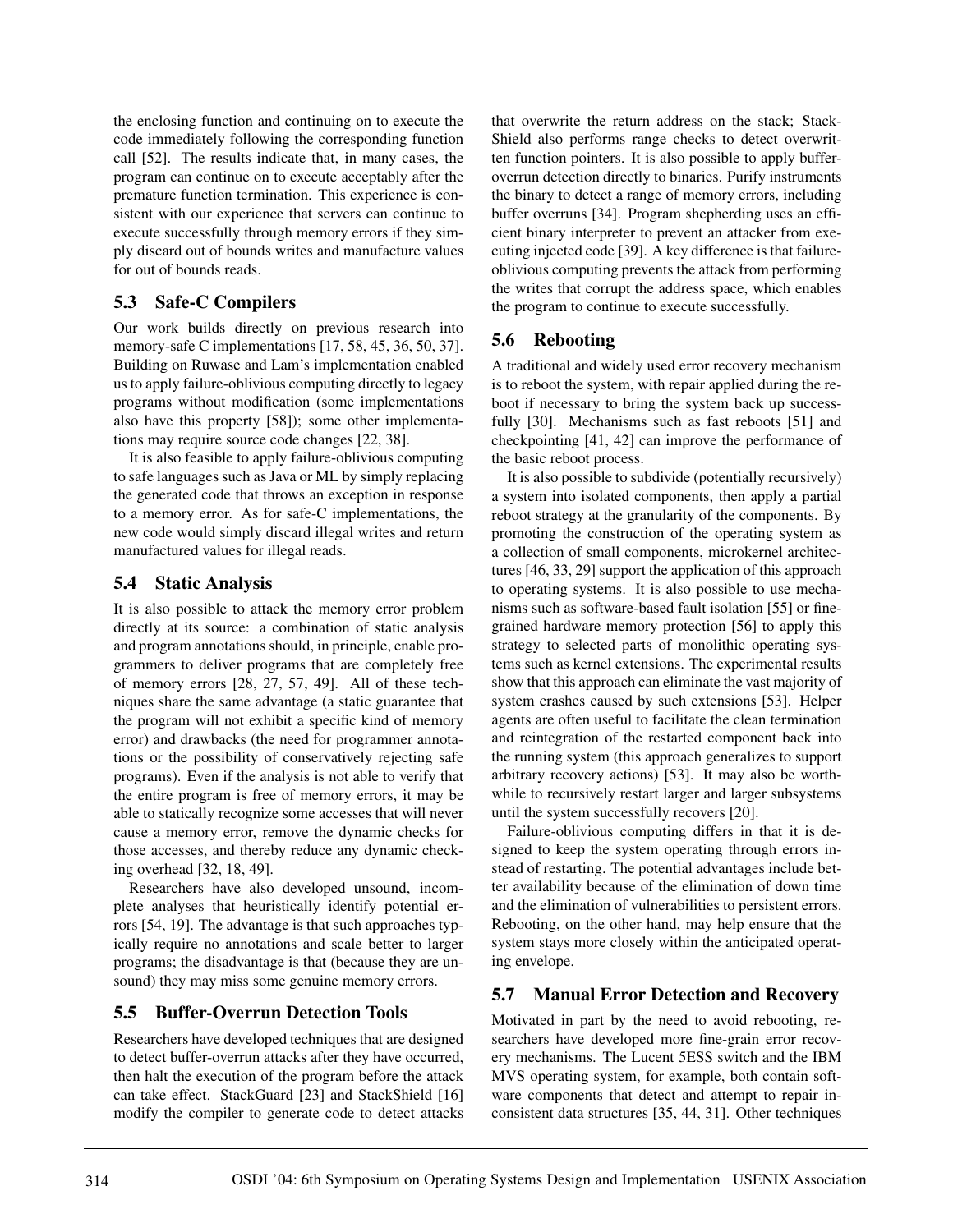the enclosing function and continuing on to execute the code immediately following the corresponding function call [52]. The results indicate that, in many cases, the program can continue on to execute acceptably after the premature function termination. This experience is consistent with our experience that servers can continue to execute successfully through memory errors if they simply discard out of bounds writes and manufacture values for out of bounds reads.

### 5.3 Safe-C Compilers

Our work builds directly on previous research into memory-safe C implementations [17, 58, 45, 36, 50, 37]. Building on Ruwase and Lam's implementation enabled us to apply failure-oblivious computing directly to legacy programs without modification (some implementations also have this property [58]); some other implementations may require source code changes [22, 38].

It is also feasible to apply failure-oblivious computing to safe languages such as Java or ML by simply replacing the generated code that throws an exception in response to a memory error. As for safe-C implementations, the new code would simply discard illegal writes and return manufactured values for illegal reads.

### 5.4 Static Analysis

It is also possible to attack the memory error problem directly at its source: a combination of static analysis and program annotations should, in principle, enable programmers to deliver programs that are completely free of memory errors [28, 27, 57, 49]. All of these techniques share the same advantage (a static guarantee that the program will not exhibit a specific kind of memory error) and drawbacks (the need for programmer annotations or the possibility of conservatively rejecting safe programs). Even if the analysis is not able to verify that the entire program is free of memory errors, it may be able to statically recognize some accesses that will never cause a memory error, remove the dynamic checks for those accesses, and thereby reduce any dynamic checking overhead [32, 18, 49].

Researchers have also developed unsound, incomplete analyses that heuristically identify potential errors [54, 19]. The advantage is that such approaches typically require no annotations and scale better to larger programs; the disadvantage is that (because they are unsound) they may miss some genuine memory errors.

### 5.5 Buffer-Overrun Detection Tools

Researchers have developed techniques that are designed to detect buffer-overrun attacks after they have occurred, then halt the execution of the program before the attack can take effect. StackGuard [23] and StackShield [16] modify the compiler to generate code to detect attacks that overwrite the return address on the stack; StackShield also performs range checks to detect overwritten function pointers. It is also possible to apply buffer-overrun detection directly to binaries. Purify instruments the binary to detect a range of memory errors, including buffer overruns [34]. Program shepherding uses an efficient binary interpreter to prevent an attacker from executing injected code [39]. A key difference is that failure-oblivious computing prevents the attack from performing the writes that corrupt the address space, which enables the program to continue to execute successfully.

### 5.6 Rebooting

A traditional and widely used error recovery mechanism is to reboot the system, with repair applied during the reboot if necessary to bring the system back up successfully [30]. Mechanisms such as fast reboots [51] and checkpointing [41, 42] can improve the performance of the basic reboot process.

It is also possible to subdivide (potentially recursively) a system into isolated components, then apply a partial reboot strategy at the granularity of the components. By promoting the construction of the operating system as a collection of small components, microkernel architectures [46, 33, 29] support the application of this approach to operating systems. It is also possible to use mechanisms such as software-based fault isolation [55] or fine-grained hardware memory protection [56] to apply this strategy to selected parts of monolithic operating systems such as kernel extensions. The experimental results show that this approach can eliminate the vast majority of system crashes caused by such extensions [53]. Helper agents are often useful to facilitate the clean termination and reintegration of the restarted component back into the running system (this approach generalizes to support arbitrary recovery actions) [53]. It may also be worthwhile to recursively restart larger and larger subsystems until the system successfully recovers [20].

Failure-oblivious computing differs in that it is designed to keep the system operating through errors instead of restarting. The potential advantages include better availability because of the elimination of down time and the elimination of vulnerabilities to persistent errors. Rebooting, on the other hand, may help ensure that the system stays more closely within the anticipated operating envelope.

### 5.7 Manual Error Detection and Recovery

Motivated in part by the need to avoid rebooting, researchers have developed more fine-grain error recovery mechanisms. The Lucent 5ESS switch and the IBM MVS operating system, for example, both contain software components that detect and attempt to repair inconsistent data structures [35, 44, 31]. Other techniques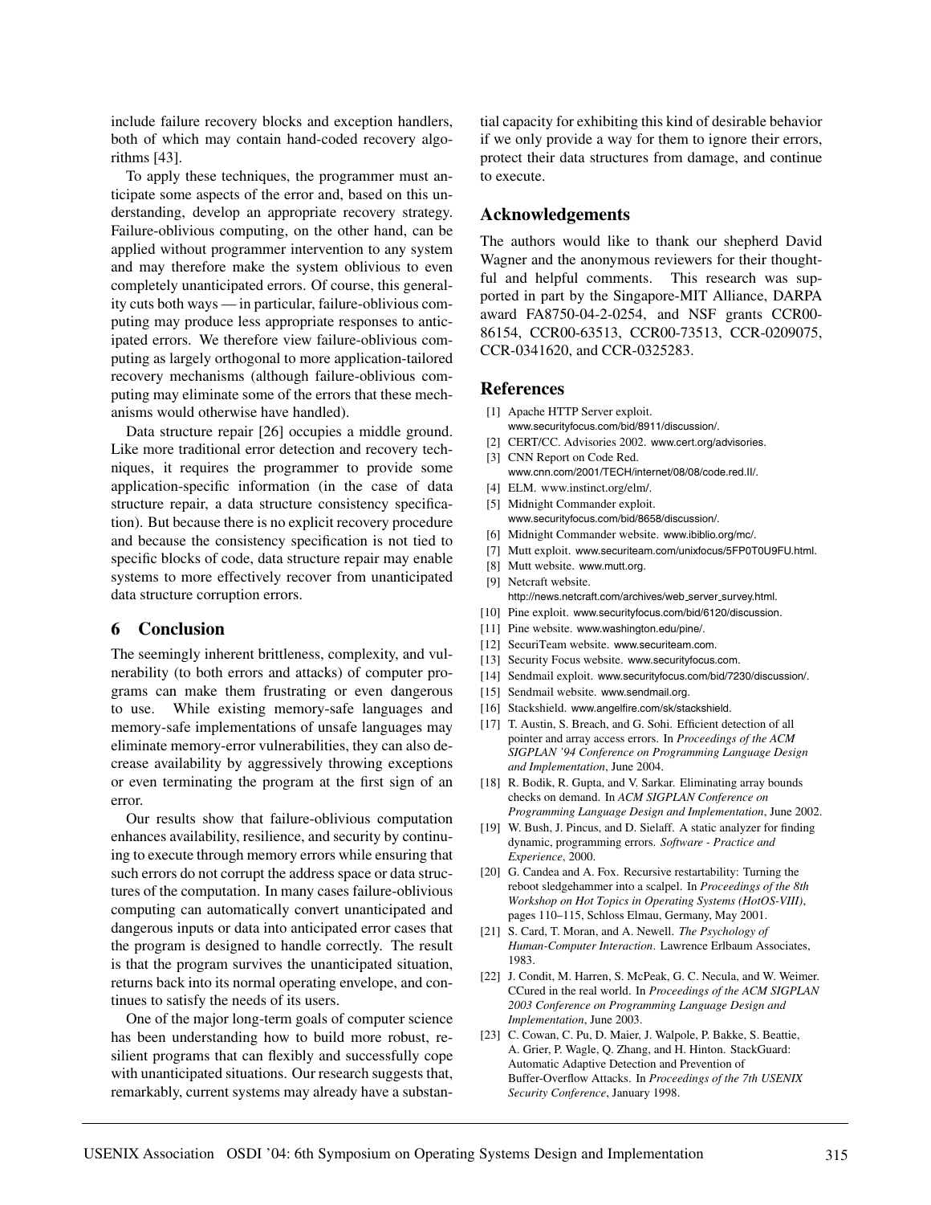include failure recovery blocks and exception handlers, both of which may contain hand-coded recovery algorithms [43].

To apply these techniques, the programmer must anticipate some aspects of the error and, based on this understanding, develop an appropriate recovery strategy. Failure-oblivious computing, on the other hand, can be applied without programmer intervention to any system and may therefore make the system oblivious to even completely unanticipated errors. Of course, this generality cuts both ways — in particular, failure-oblivious computing may produce less appropriate responses to anticipated errors. We therefore view failure-oblivious computing as largely orthogonal to more application-tailored recovery mechanisms (although failure-oblivious computing may eliminate some of the errors that these mechanisms would otherwise have handled).

Data structure repair [26] occupies a middle ground. Like more traditional error detection and recovery techniques, it requires the programmer to provide some application-specific information (in the case of data structure repair, a data structure consistency specification). But because there is no explicit recovery procedure and because the consistency specification is not tied to specific blocks of code, data structure repair may enable systems to more effectively recover from unanticipated data structure corruption errors.

## 6 Conclusion

The seemingly inherent brittleness, complexity, and vulnerability (to both errors and attacks) of computer programs can make them frustrating or even dangerous to use. While existing memory-safe languages and memory-safe implementations of unsafe languages may eliminate memory-error vulnerabilities, they can also decrease availability by aggressively throwing exceptions or even terminating the program at the first sign of an error.

Our results show that failure-oblivious computation enhances availability, resilience, and security by continuing to execute through memory errors while ensuring that such errors do not corrupt the address space or data structures of the computation. In many cases failure-oblivious computing can automatically convert unanticipated and dangerous inputs or data into anticipated error cases that the program is designed to handle correctly. The result is that the program survives the unanticipated situation, returns back into its normal operating envelope, and continues to satisfy the needs of its users.

One of the major long-term goals of computer science has been understanding how to build more robust, resilient programs that can flexibly and successfully cope with unanticipated situations. Our research suggests that, remarkably, current systems may already have a substantial capacity for exhibiting this kind of desirable behavior if we only provide a way for them to ignore their errors, protect their data structures from damage, and continue to execute.

## Acknowledgements

The authors would like to thank our shepherd David Wagner and the anonymous reviewers for their thoughtful and helpful comments. This research was supported in part by the Singapore-MIT Alliance, DARPA award FA8750-04-2-0254, and NSF grants CCR00-86154, CCR00-63513, CCR00-73513, CCR-0209075, CCR-0341620, and CCR-0325283.

## References

[1] Apache HTTP Server exploit. www.securityfocus.com/bid/8911/discussion/.

[2] CERT/CC. Advisories 2002. www.cert.org/advisories.

[3] CNN Report on Code Red. www.cnn.com/2001/TECH/internet/08/08/code.red.II/.

[4] ELM. www.instinct.org/elm/.

[5] Midnight Commander exploit. www.securityfocus.com/bid/8658/discussion/.

[6] Midnight Commander website. www.ibiblio.org/mc/.

[7] Mutt exploit. www.securiteam.com/unixfocus/5FP0T0U9FU.html.

[8] Mutt website. www.mutt.org.

[9] Netcraft website. http://news.netcraft.com/archives/web_server_survey.html.

[10] Pine exploit. www.securityfocus.com/bid/6120/discussion.

[11] Pine website. www.washington.edu/pine/.

[12] SecuriTeam website. www.securiteam.com.

[13] Security Focus website. www.securityfocus.com.

[14] Sendmail exploit. www.securityfocus.com/bid/7230/discussion/.

[15] Sendmail website. www.sendmail.org.

[16] Stackshield. www.angelfire.com/sk/stackshield.

[17] T. Austin, S. Breach, and G. Sohi. Efficient detection of all pointer and array access errors. In *Proceedings of the ACM SIGPLAN '94 Conference on Programming Language Design and Implementation*, June 2004.

[18] R. Bodik, R. Gupta, and V. Sarkar. Eliminating array bounds checks on demand. In *ACM SIGPLAN Conference on Programming Language Design and Implementation*, June 2002.

[19] W. Bush, J. Pincus, and D. Sielaff. A static analyzer for finding dynamic, programming errors. *Software - Practice and Experience*, 2000.

[20] G. Candea and A. Fox. Recursive restartability: Turning the reboot sledgehammer into a scalpel. In *Proceedings of the 8th Workshop on Hot Topics in Operating Systems (HotOS-VIII)*, pages 110–115, Schloss Elmau, Germany, May 2001.

[21] S. Card, T. Moran, and A. Newell. *The Psychology of Human-Computer Interaction*. Lawrence Erlbaum Associates, 1983.

[22] J. Condit, M. Harren, S. McPeak, G. C. Necula, and W. Weimer. CCured in the real world. In *Proceedings of the ACM SIGPLAN 2003 Conference on Programming Language Design and Implementation*, June 2003.

[23] C. Cowan, C. Pu, D. Maier, J. Walpole, P. Bakke, S. Beattie, A. Grier, P. Wagle, Q. Zhang, and H. Hinton. StackGuard: Automatic Adaptive Detection and Prevention of Buffer-Overflow Attacks. In *Proceedings of the 7th USENIX Security Conference*, January 1998.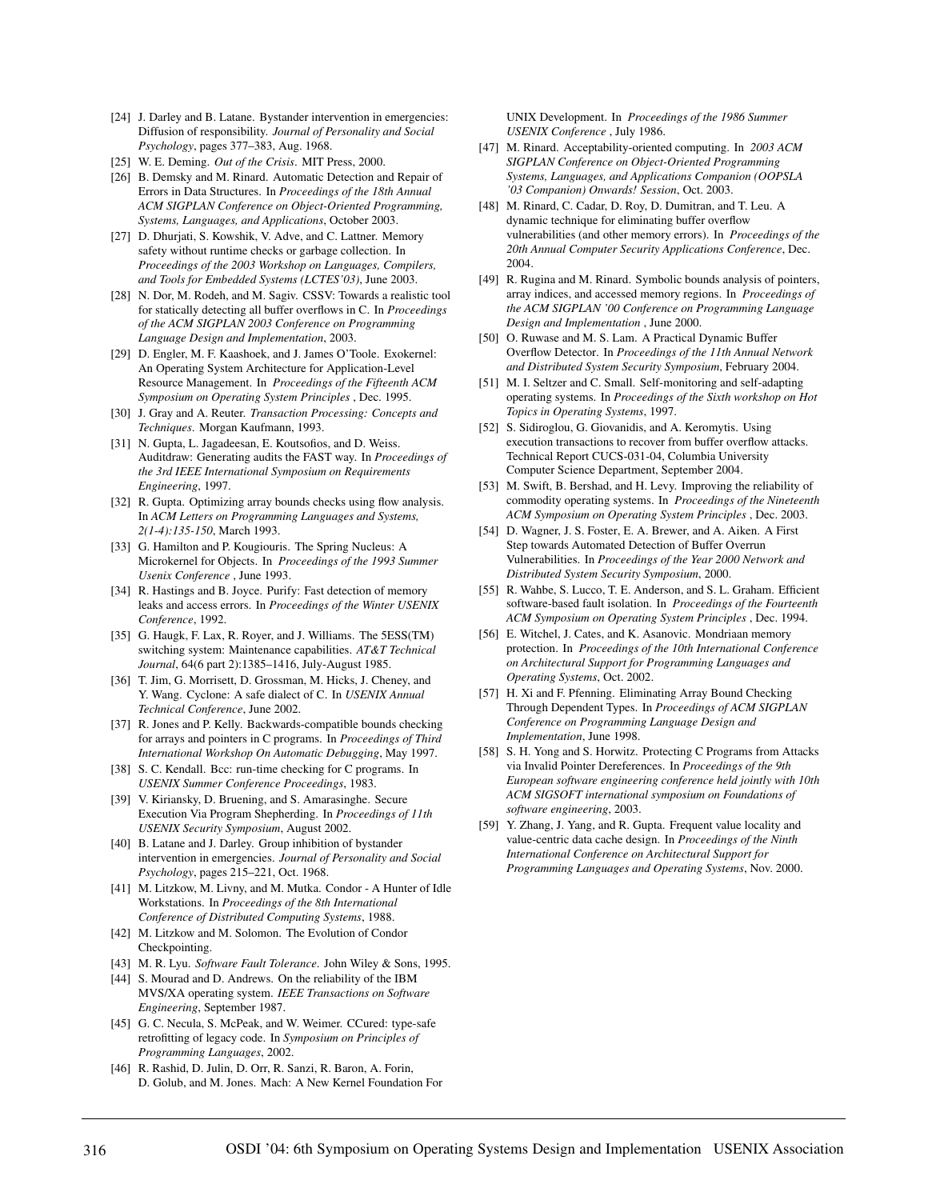[24] J. Darley and B. Latane. Bystander intervention in emergencies: Diffusion of responsibility. *Journal of Personality and Social Psychology*, pages 377–383, Aug. 1968.

[25] W. E. Deming. *Out of the Crisis*. MIT Press, 2000.

[26] B. Demsky and M. Rinard. Automatic Detection and Repair of Errors in Data Structures. In *Proceedings of the 18th Annual ACM SIGPLAN Conference on Object-Oriented Programming, Systems, Languages, and Applications*, October 2003.

[27] D. Dhurjati, S. Kowshik, V. Adve, and C. Lattner. Memory safety without runtime checks or garbage collection. In *Proceedings of the 2003 Workshop on Languages, Compilers, and Tools for Embedded Systems (LCTES'03)*, June 2003.

[28] N. Dor, M. Rodeh, and M. Sagiv. CSSV: Towards a realistic tool for statically detecting all buffer overflows in C. In *Proceedings of the ACM SIGPLAN 2003 Conference on Programming Language Design and Implementation*, 2003.

[29] D. Engler, M. F. Kaashoek, and J. James O'Toole. Exokernel: An Operating System Architecture for Application-Level Resource Management. In *Proceedings of the Fifteenth ACM Symposium on Operating System Principles* , Dec. 1995.

[30] J. Gray and A. Reuter. *Transaction Processing: Concepts and Techniques*. Morgan Kaufmann, 1993.

[31] N. Gupta, L. Jagadeesan, E. Koutsofios, and D. Weiss. Auditdraw: Generating audits the FAST way. In *Proceedings of the 3rd IEEE International Symposium on Requirements Engineering*, 1997.

[32] R. Gupta. Optimizing array bounds checks using flow analysis. In *ACM Letters on Programming Languages and Systems, 2(1-4):135-150*, March 1993.

[33] G. Hamilton and P. Kougiouris. The Spring Nucleus: A Microkernel for Objects. In *Proceedings of the 1993 Summer Usenix Conference* , June 1993.

[34] R. Hastings and B. Joyce. Purify: Fast detection of memory leaks and access errors. In *Proceedings of the Winter USENIX Conference*, 1992.

[35] G. Haugk, F. Lax, R. Royer, and J. Williams. The 5ESS(TM) switching system: Maintenance capabilities. *AT&T Technical Journal*, 64(6 part 2):1385–1416, July-August 1985.

[36] T. Jim, G. Morrisett, D. Grossman, M. Hicks, J. Cheney, and Y. Wang. Cyclone: A safe dialect of C. In *USENIX Annual Technical Conference*, June 2002.

[37] R. Jones and P. Kelly. Backwards-compatible bounds checking for arrays and pointers in C programs. In *Proceedings of Third International Workshop On Automatic Debugging*, May 1997.

[38] S. C. Kendall. Bcc: run-time checking for C programs. In *USENIX Summer Conference Proceedings*, 1983.

[39] V. Kiriansky, D. Bruening, and S. Amarasinghe. Secure Execution Via Program Shepherding. In *Proceedings of 11th USENIX Security Symposium*, August 2002.

[40] B. Latane and J. Darley. Group inhibition of bystander intervention in emergencies. *Journal of Personality and Social Psychology*, pages 215–221, Oct. 1968.

[41] M. Litzkow, M. Livny, and M. Mutka. Condor - A Hunter of Idle Workstations. In *Proceedings of the 8th International Conference of Distributed Computing Systems*, 1988.

[42] M. Litzkow and M. Solomon. The Evolution of Condor Checkpointing.

[43] M. R. Lyu. *Software Fault Tolerance*. John Wiley & Sons, 1995.

[44] S. Mourad and D. Andrews. On the reliability of the IBM MVS/XA operating system. *IEEE Transactions on Software Engineering*, September 1987.

[45] G. C. Necula, S. McPeak, and W. Weimer. CCured: type-safe retrofitting of legacy code. In *Symposium on Principles of Programming Languages*, 2002.

[46] R. Rashid, D. Julin, D. Orr, R. Sanzi, R. Baron, A. Forin, D. Golub, and M. Jones. Mach: A New Kernel Foundation For UNIX Development. In *Proceedings of the 1986 Summer USENIX Conference* , July 1986.

[47] M. Rinard. Acceptability-oriented computing. In *2003 ACM SIGPLAN Conference on Object-Oriented Programming Systems, Languages, and Applications Companion (OOPSLA '03 Companion) Onwards! Session*, Oct. 2003.

[48] M. Rinard, C. Cadar, D. Roy, D. Dumitran, and T. Leu. A dynamic technique for eliminating buffer overflow vulnerabilities (and other memory errors). In *Proceedings of the 20th Annual Computer Security Applications Conference*, Dec. 2004.

[49] R. Rugina and M. Rinard. Symbolic bounds analysis of pointers, array indices, and accessed memory regions. In *Proceedings of the ACM SIGPLAN '00 Conference on Programming Language Design and Implementation* , June 2000.

[50] O. Ruwase and M. S. Lam. A Practical Dynamic Buffer Overflow Detector. In *Proceedings of the 11th Annual Network and Distributed System Security Symposium*, February 2004.

[51] M. I. Seltzer and C. Small. Self-monitoring and self-adapting operating systems. In *Proceedings of the Sixth workshop on Hot Topics in Operating Systems*, 1997.

[52] S. Sidiroglou, G. Giovanidis, and A. Keromytis. Using execution transactions to recover from buffer overflow attacks. Technical Report CUCS-031-04, Columbia University Computer Science Department, September 2004.

[53] M. Swift, B. Bershad, and H. Levy. Improving the reliability of commodity operating systems. In *Proceedings of the Nineteenth ACM Symposium on Operating System Principles* , Dec. 2003.

[54] D. Wagner, J. S. Foster, E. A. Brewer, and A. Aiken. A First Step towards Automated Detection of Buffer Overrun Vulnerabilities. In *Proceedings of the Year 2000 Network and Distributed System Security Symposium*, 2000.

[55] R. Wahbe, S. Lucco, T. E. Anderson, and S. L. Graham. Efficient software-based fault isolation. In *Proceedings of the Fourteenth ACM Symposium on Operating System Principles* , Dec. 1994.

[56] E. Witchel, J. Cates, and K. Asanovic. Mondriaan memory protection. In *Proceedings of the 10th International Conference on Architectural Support for Programming Languages and Operating Systems*, Oct. 2002.

[57] H. Xi and F. Pfenning. Eliminating Array Bound Checking Through Dependent Types. In *Proceedings of ACM SIGPLAN Conference on Programming Language Design and Implementation*, June 1998.

[58] S. H. Yong and S. Horwitz. Protecting C Programs from Attacks via Invalid Pointer Dereferences. In *Proceedings of the 9th European software engineering conference held jointly with 10th ACM SIGSOFT international symposium on Foundations of software engineering*, 2003.

[59] Y. Zhang, J. Yang, and R. Gupta. Frequent value locality and value-centric data cache design. In *Proceedings of the Ninth International Conference on Architectural Support for Programming Languages and Operating Systems*, Nov. 2000.